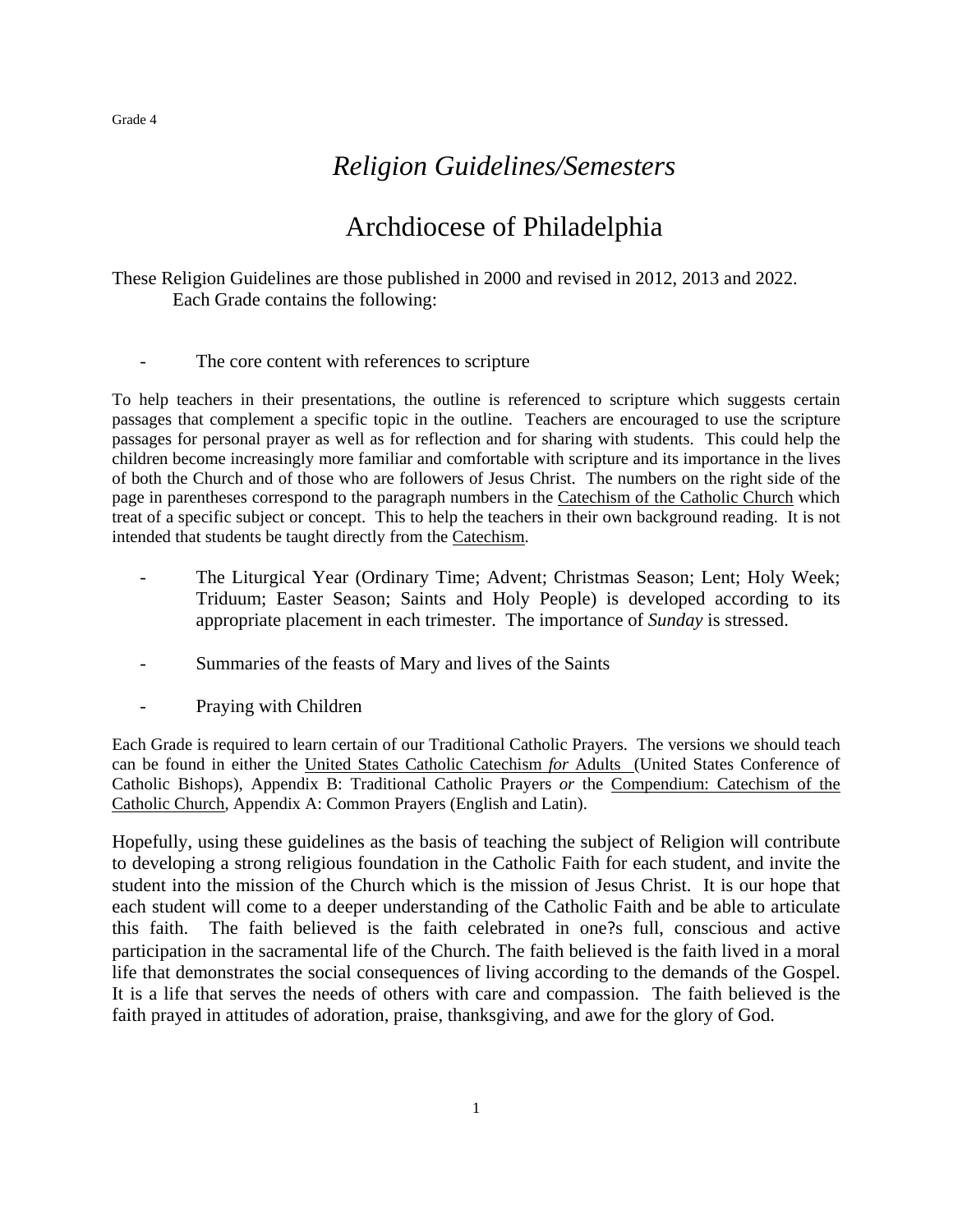Grade 4

# *Religion Guidelines/Semesters*

# Archdiocese of Philadelphia

These Religion Guidelines are those published in 2000 and revised in 2012, 2013 and 2022. Each Grade contains the following:

- The core content with references to scripture

To help teachers in their presentations, the outline is referenced to scripture which suggests certain passages that complement a specific topic in the outline. Teachers are encouraged to use the scripture passages for personal prayer as well as for reflection and for sharing with students. This could help the children become increasingly more familiar and comfortable with scripture and its importance in the lives of both the Church and of those who are followers of Jesus Christ. The numbers on the right side of the page in parentheses correspond to the paragraph numbers in the Catechism of the Catholic Church which treat of a specific subject or concept. This to help the teachers in their own background reading. It is not intended that students be taught directly from the Catechism.

- The Liturgical Year (Ordinary Time; Advent; Christmas Season; Lent; Holy Week; Triduum; Easter Season; Saints and Holy People) is developed according to its appropriate placement in each trimester. The importance of *Sunday* is stressed.

- Summaries of the feasts of Mary and lives of the Saints

- Praying with Children

Each Grade is required to learn certain of our Traditional Catholic Prayers. The versions we should teach can be found in either the United States Catholic Catechism *for* Adults (United States Conference of Catholic Bishops), Appendix B: Traditional Catholic Prayers *or* the Compendium: Catechism of the Catholic Church, Appendix A: Common Prayers (English and Latin).

Hopefully, using these guidelines as the basis of teaching the subject of Religion will contribute to developing a strong religious foundation in the Catholic Faith for each student, and invite the student into the mission of the Church which is the mission of Jesus Christ. It is our hope that each student will come to a deeper understanding of the Catholic Faith and be able to articulate this faith. The faith believed is the faith celebrated in one?s full, conscious and active participation in the sacramental life of the Church. The faith believed is the faith lived in a moral life that demonstrates the social consequences of living according to the demands of the Gospel. It is a life that serves the needs of others with care and compassion. The faith believed is the faith prayed in attitudes of adoration, praise, thanksgiving, and awe for the glory of God.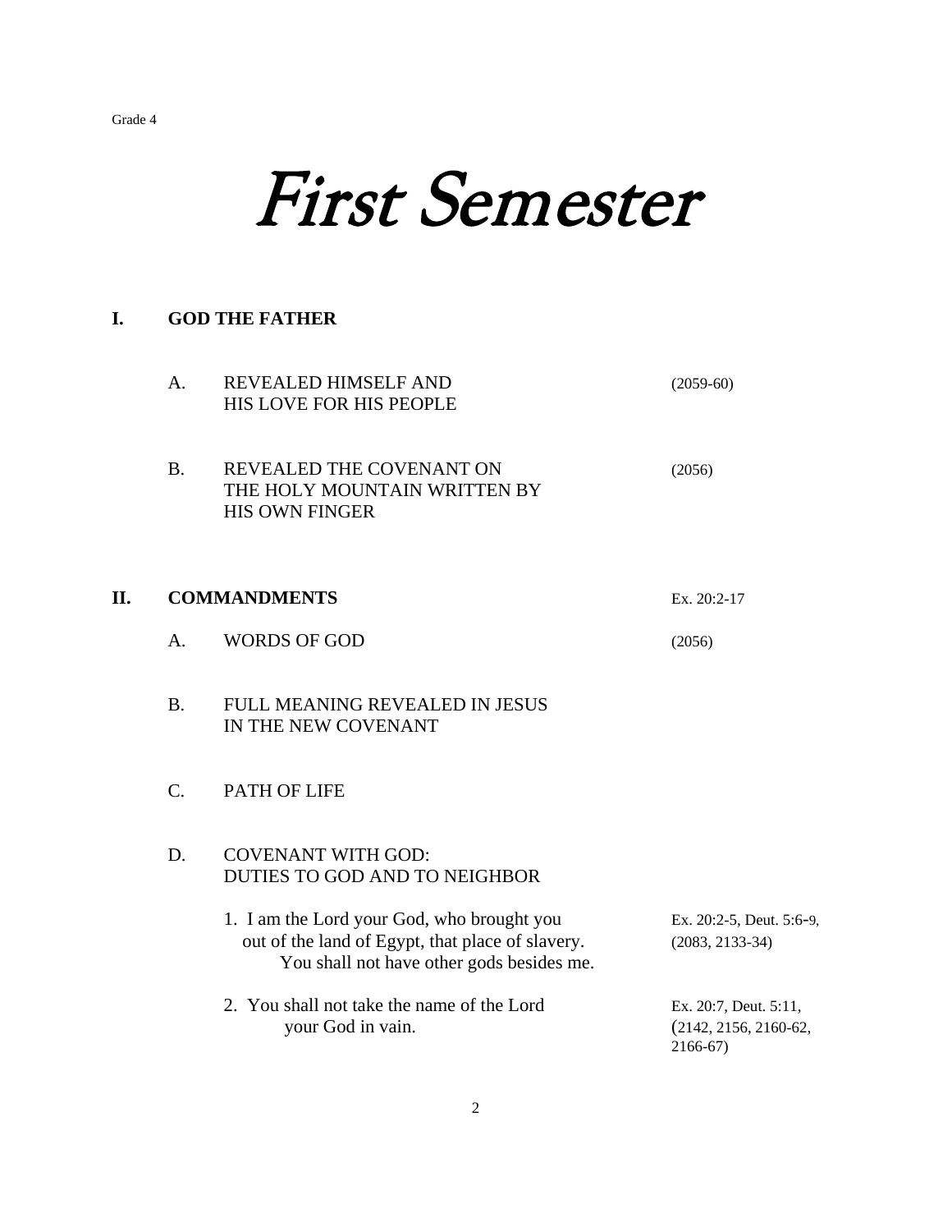# First Semester

## I. GOD THE FATHER

A. REVEALED HIMSELF AND HIS LOVE FOR HIS PEOPLE (2059-60)

B. REVEALED THE COVENANT ON THE HOLY MOUNTAIN WRITTEN BY HIS OWN FINGER (2056)

## II. COMMANDMENTS

Ex. 20:2-17

A. WORDS OF GOD (2056)

B. FULL MEANING REVEALED IN JESUS IN THE NEW COVENANT

C. PATH OF LIFE

D. COVENANT WITH GOD: DUTIES TO GOD AND TO NEIGHBOR

1. I am the Lord your God, who brought you out of the land of Egypt, that place of slavery. You shall not have other gods besides me. — Ex. 20:2-5, Deut. 5:6-9, (2083, 2133-34)

2. You shall not take the name of the Lord your God in vain. — Ex. 20:7, Deut. 5:11, (2142, 2156, 2160-62, 2166-67)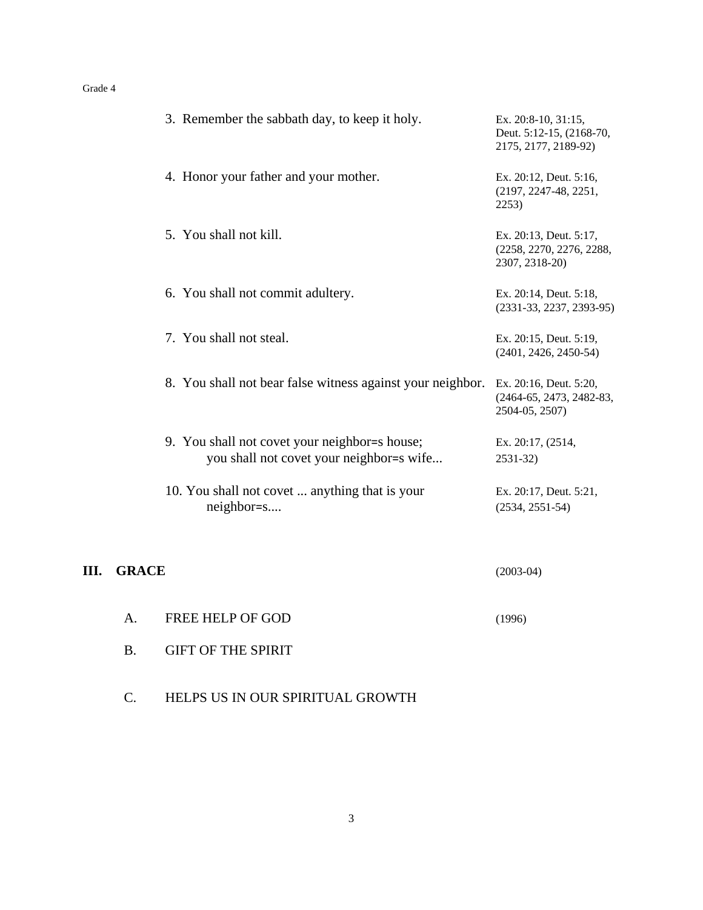3. Remember the sabbath day, to keep it holy. — Ex. 20:8-10, 31:15, Deut. 5:12-15, (2168-70, 2175, 2177, 2189-92)

4. Honor your father and your mother. — Ex. 20:12, Deut. 5:16, (2197, 2247-48, 2251, 2253)

5. You shall not kill. — Ex. 20:13, Deut. 5:17, (2258, 2270, 2276, 2288, 2307, 2318-20)

6. You shall not commit adultery. — Ex. 20:14, Deut. 5:18, (2331-33, 2237, 2393-95)

7. You shall not steal. — Ex. 20:15, Deut. 5:19, (2401, 2426, 2450-54)

8. You shall not bear false witness against your neighbor. — Ex. 20:16, Deut. 5:20, (2464-65, 2473, 2482-83, 2504-05, 2507)

9. You shall not covet your neighbor=s house; you shall not covet your neighbor=s wife... — Ex. 20:17, (2514, 2531-32)

10. You shall not covet ... anything that is your neighbor=s.... — Ex. 20:17, Deut. 5:21, (2534, 2551-54)

## III. GRACE (2003-04)

A. FREE HELP OF GOD (1996)

B. GIFT OF THE SPIRIT

C. HELPS US IN OUR SPIRITUAL GROWTH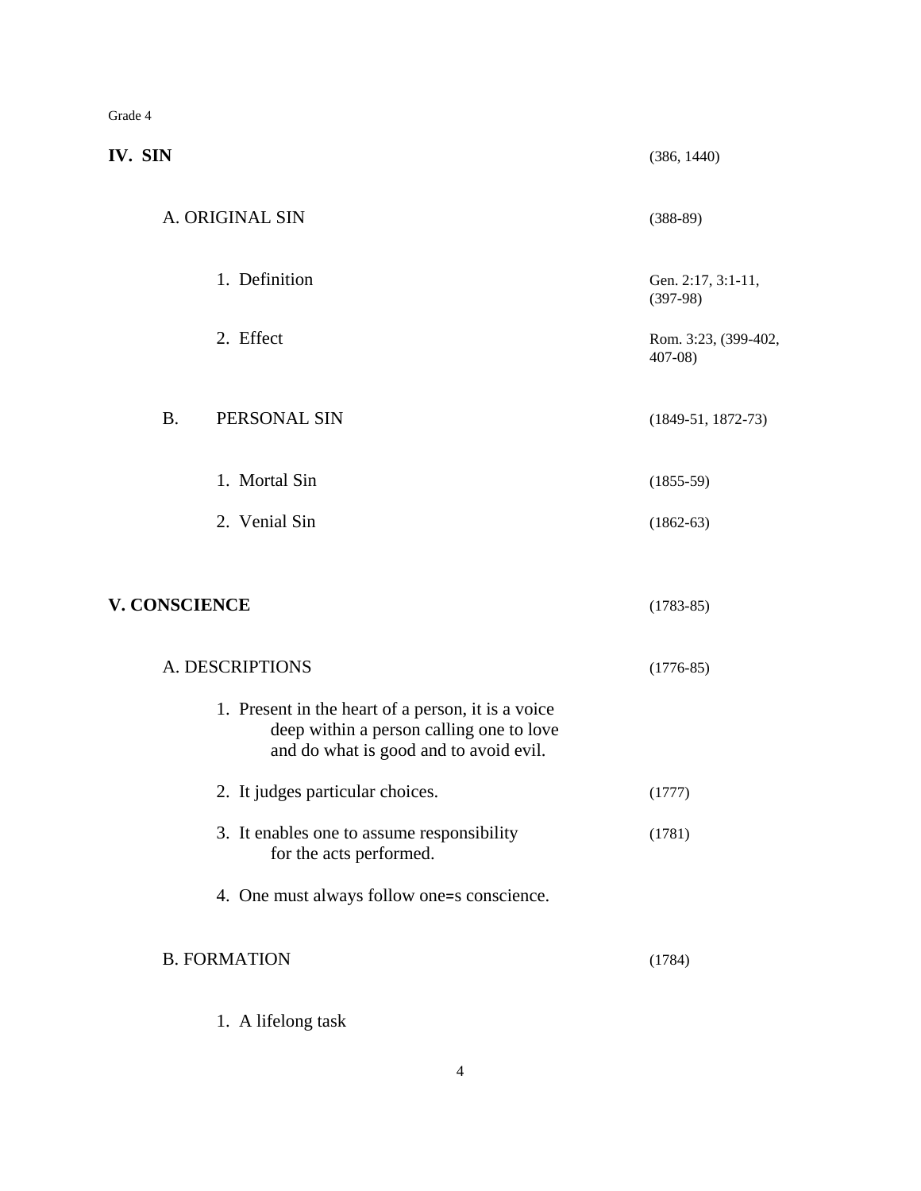Grade 4

## IV. SIN (386, 1440)

### A. ORIGINAL SIN (388-89)

1. Definition — Gen. 2:17, 3:1-11, (397-98)
2. Effect — Rom. 3:23, (399-402, 407-08)

### B. PERSONAL SIN (1849-51, 1872-73)

1. Mortal Sin (1855-59)
2. Venial Sin (1862-63)

## V. CONSCIENCE (1783-85)

### A. DESCRIPTIONS (1776-85)

1. Present in the heart of a person, it is a voice deep within a person calling one to love and do what is good and to avoid evil.
2. It judges particular choices. (1777)
3. It enables one to assume responsibility for the acts performed. (1781)
4. One must always follow one=s conscience.

### B. FORMATION (1784)

1. A lifelong task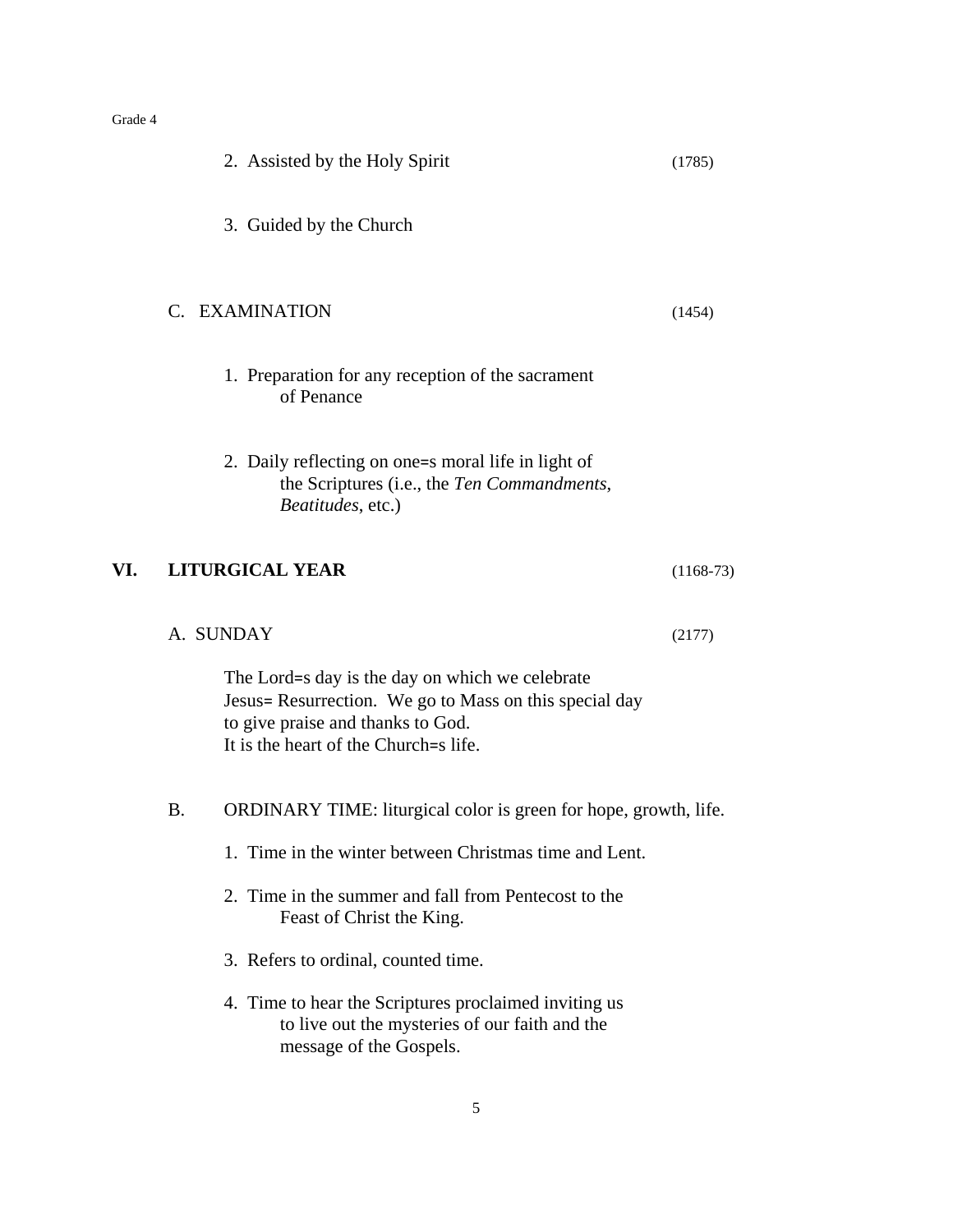2. Assisted by the Holy Spirit (1785)

3. Guided by the Church

C. EXAMINATION (1454)

1. Preparation for any reception of the sacrament of Penance

2. Daily reflecting on one=s moral life in light of the Scriptures (i.e., the *Ten Commandments*, *Beatitudes*, etc.)

## VI. LITURGICAL YEAR (1168-73)

A. SUNDAY (2177)

The Lord=s day is the day on which we celebrate Jesus= Resurrection. We go to Mass on this special day to give praise and thanks to God.
It is the heart of the Church=s life.

B. ORDINARY TIME: liturgical color is green for hope, growth, life.

1. Time in the winter between Christmas time and Lent.

2. Time in the summer and fall from Pentecost to the Feast of Christ the King.

3. Refers to ordinal, counted time.

4. Time to hear the Scriptures proclaimed inviting us to live out the mysteries of our faith and the message of the Gospels.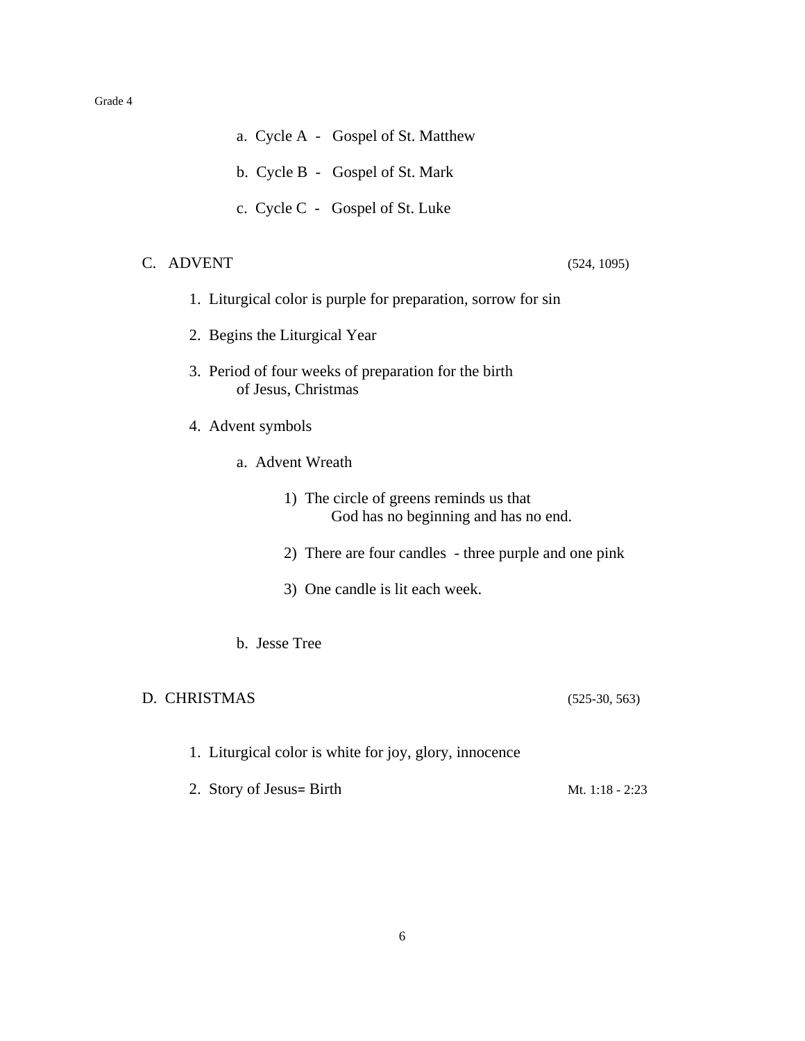a. Cycle A - Gospel of St. Matthew

b. Cycle B - Gospel of St. Mark

c. Cycle C - Gospel of St. Luke

## C. ADVENT (524, 1095)

1. Liturgical color is purple for preparation, sorrow for sin

2. Begins the Liturgical Year

3. Period of four weeks of preparation for the birth of Jesus, Christmas

4. Advent symbols

   a. Advent Wreath

      1) The circle of greens reminds us that God has no beginning and has no end.

      2) There are four candles - three purple and one pink

      3) One candle is lit each week.

   b. Jesse Tree

## D. CHRISTMAS (525-30, 563)

1. Liturgical color is white for joy, glory, innocence

2. Story of Jesus= Birth — Mt. 1:18 - 2:23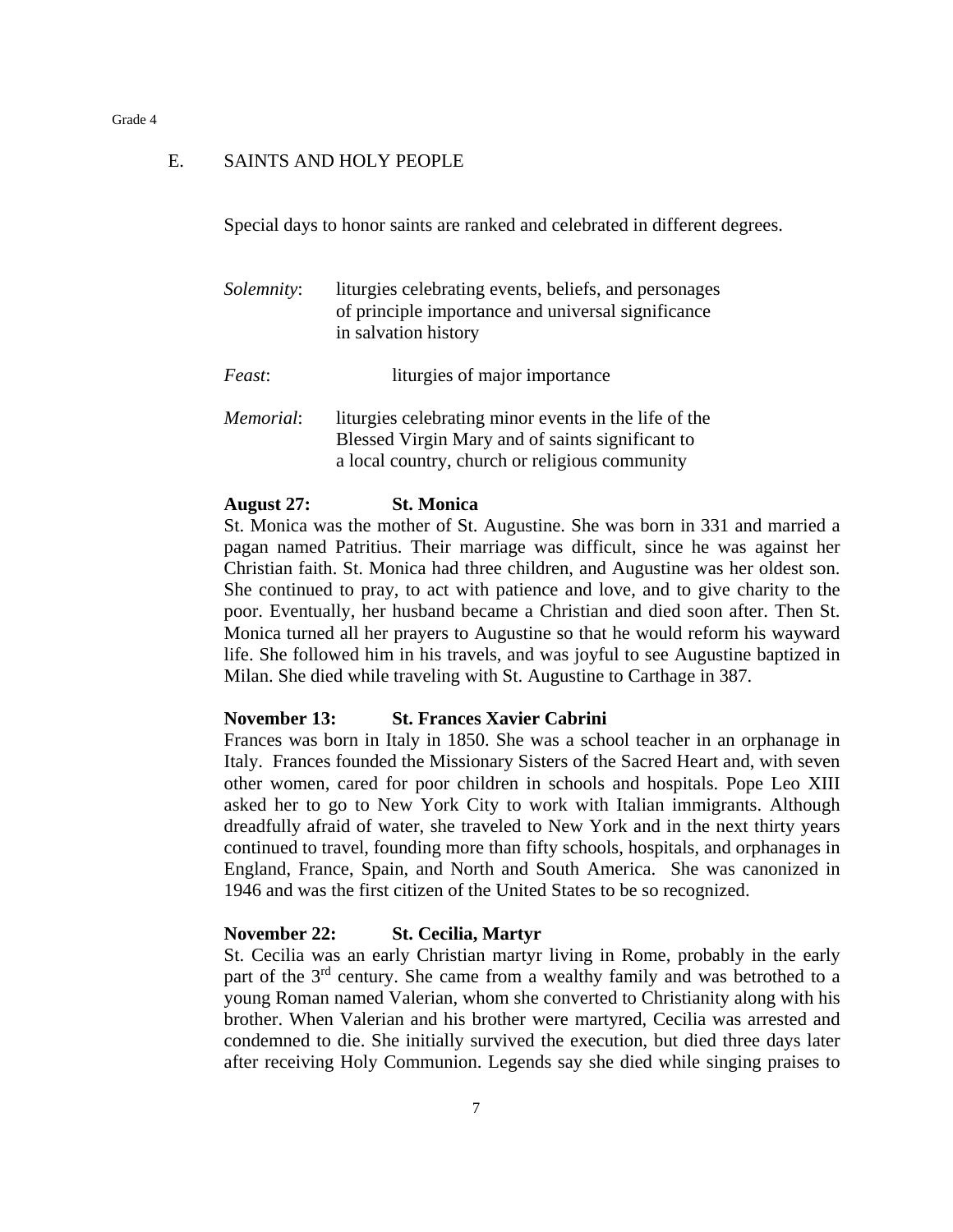## E. SAINTS AND HOLY PEOPLE

Special days to honor saints are ranked and celebrated in different degrees.

*Solemnity*: liturgies celebrating events, beliefs, and personages of principle importance and universal significance in salvation history

*Feast*: liturgies of major importance

*Memorial*: liturgies celebrating minor events in the life of the Blessed Virgin Mary and of saints significant to a local country, church or religious community

**August 27: St. Monica**

St. Monica was the mother of St. Augustine. She was born in 331 and married a pagan named Patritius. Their marriage was difficult, since he was against her Christian faith. St. Monica had three children, and Augustine was her oldest son. She continued to pray, to act with patience and love, and to give charity to the poor. Eventually, her husband became a Christian and died soon after. Then St. Monica turned all her prayers to Augustine so that he would reform his wayward life. She followed him in his travels, and was joyful to see Augustine baptized in Milan. She died while traveling with St. Augustine to Carthage in 387.

**November 13: St. Frances Xavier Cabrini**

Frances was born in Italy in 1850. She was a school teacher in an orphanage in Italy. Frances founded the Missionary Sisters of the Sacred Heart and, with seven other women, cared for poor children in schools and hospitals. Pope Leo XIII asked her to go to New York City to work with Italian immigrants. Although dreadfully afraid of water, she traveled to New York and in the next thirty years continued to travel, founding more than fifty schools, hospitals, and orphanages in England, France, Spain, and North and South America. She was canonized in 1946 and was the first citizen of the United States to be so recognized.

**November 22: St. Cecilia, Martyr**

St. Cecilia was an early Christian martyr living in Rome, probably in the early part of the 3rd century. She came from a wealthy family and was betrothed to a young Roman named Valerian, whom she converted to Christianity along with his brother. When Valerian and his brother were martyred, Cecilia was arrested and condemned to die. She initially survived the execution, but died three days later after receiving Holy Communion. Legends say she died while singing praises to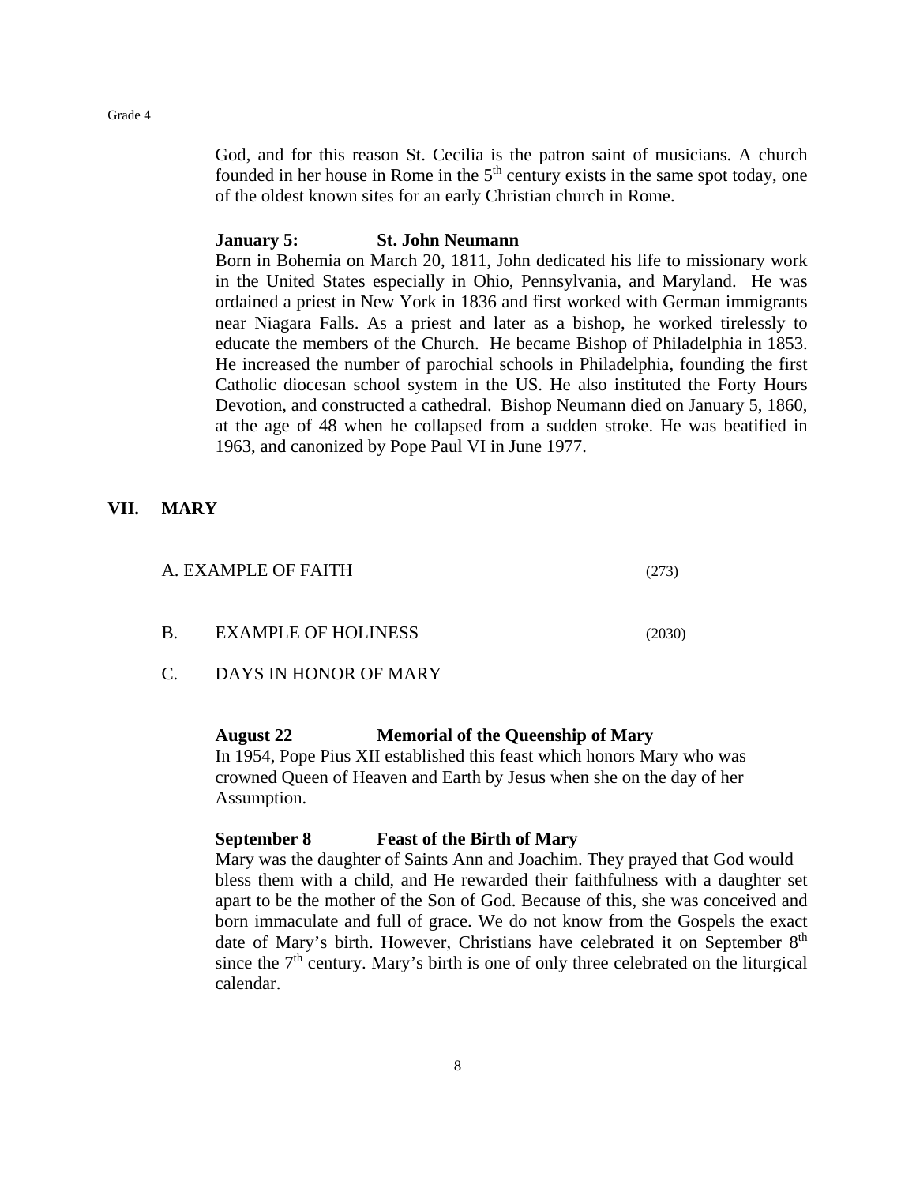God, and for this reason St. Cecilia is the patron saint of musicians. A church founded in her house in Rome in the 5th century exists in the same spot today, one of the oldest known sites for an early Christian church in Rome.

**January 5: St. John Neumann**

Born in Bohemia on March 20, 1811, John dedicated his life to missionary work in the United States especially in Ohio, Pennsylvania, and Maryland. He was ordained a priest in New York in 1836 and first worked with German immigrants near Niagara Falls. As a priest and later as a bishop, he worked tirelessly to educate the members of the Church. He became Bishop of Philadelphia in 1853. He increased the number of parochial schools in Philadelphia, founding the first Catholic diocesan school system in the US. He also instituted the Forty Hours Devotion, and constructed a cathedral. Bishop Neumann died on January 5, 1860, at the age of 48 when he collapsed from a sudden stroke. He was beatified in 1963, and canonized by Pope Paul VI in June 1977.

## VII. MARY

A. EXAMPLE OF FAITH (273)

B. EXAMPLE OF HOLINESS (2030)

C. DAYS IN HONOR OF MARY

**August 22 Memorial of the Queenship of Mary**

In 1954, Pope Pius XII established this feast which honors Mary who was crowned Queen of Heaven and Earth by Jesus when she on the day of her Assumption.

**September 8 Feast of the Birth of Mary**

Mary was the daughter of Saints Ann and Joachim. They prayed that God would bless them with a child, and He rewarded their faithfulness with a daughter set apart to be the mother of the Son of God. Because of this, she was conceived and born immaculate and full of grace. We do not know from the Gospels the exact date of Mary's birth. However, Christians have celebrated it on September 8th since the 7th century. Mary's birth is one of only three celebrated on the liturgical calendar.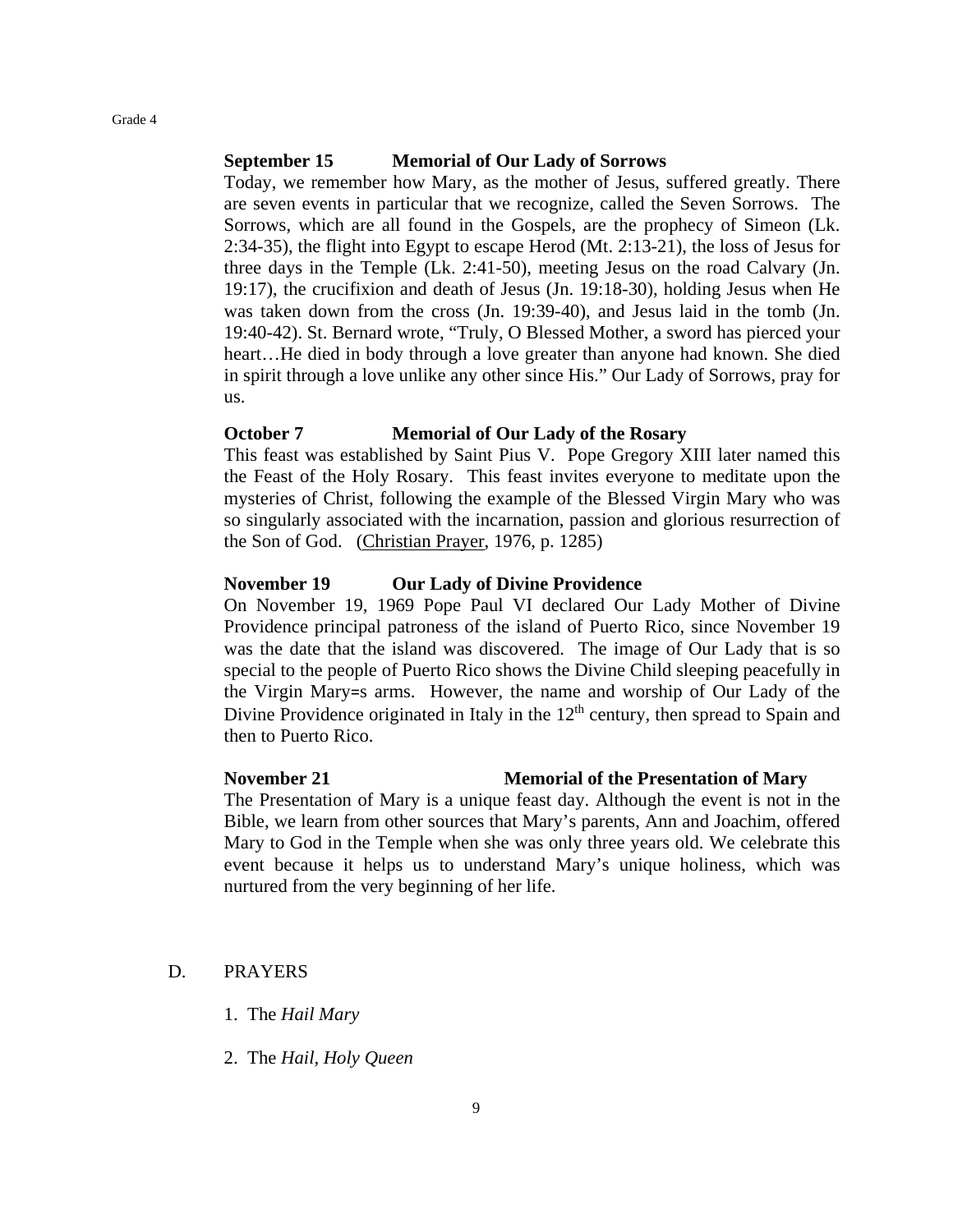**September 15 Memorial of Our Lady of Sorrows**

Today, we remember how Mary, as the mother of Jesus, suffered greatly. There are seven events in particular that we recognize, called the Seven Sorrows. The Sorrows, which are all found in the Gospels, are the prophecy of Simeon (Lk. 2:34-35), the flight into Egypt to escape Herod (Mt. 2:13-21), the loss of Jesus for three days in the Temple (Lk. 2:41-50), meeting Jesus on the road Calvary (Jn. 19:17), the crucifixion and death of Jesus (Jn. 19:18-30), holding Jesus when He was taken down from the cross (Jn. 19:39-40), and Jesus laid in the tomb (Jn. 19:40-42). St. Bernard wrote, "Truly, O Blessed Mother, a sword has pierced your heart…He died in body through a love greater than anyone had known. She died in spirit through a love unlike any other since His." Our Lady of Sorrows, pray for us.

**October 7 Memorial of Our Lady of the Rosary**

This feast was established by Saint Pius V. Pope Gregory XIII later named this the Feast of the Holy Rosary. This feast invites everyone to meditate upon the mysteries of Christ, following the example of the Blessed Virgin Mary who was so singularly associated with the incarnation, passion and glorious resurrection of the Son of God. (Christian Prayer, 1976, p. 1285)

**November 19 Our Lady of Divine Providence**

On November 19, 1969 Pope Paul VI declared Our Lady Mother of Divine Providence principal patroness of the island of Puerto Rico, since November 19 was the date that the island was discovered. The image of Our Lady that is so special to the people of Puerto Rico shows the Divine Child sleeping peacefully in the Virgin Mary=s arms. However, the name and worship of Our Lady of the Divine Providence originated in Italy in the 12th century, then spread to Spain and then to Puerto Rico.

**November 21 Memorial of the Presentation of Mary**

The Presentation of Mary is a unique feast day. Although the event is not in the Bible, we learn from other sources that Mary's parents, Ann and Joachim, offered Mary to God in the Temple when she was only three years old. We celebrate this event because it helps us to understand Mary's unique holiness, which was nurtured from the very beginning of her life.

D. PRAYERS

1. The *Hail Mary*
2. The *Hail, Holy Queen*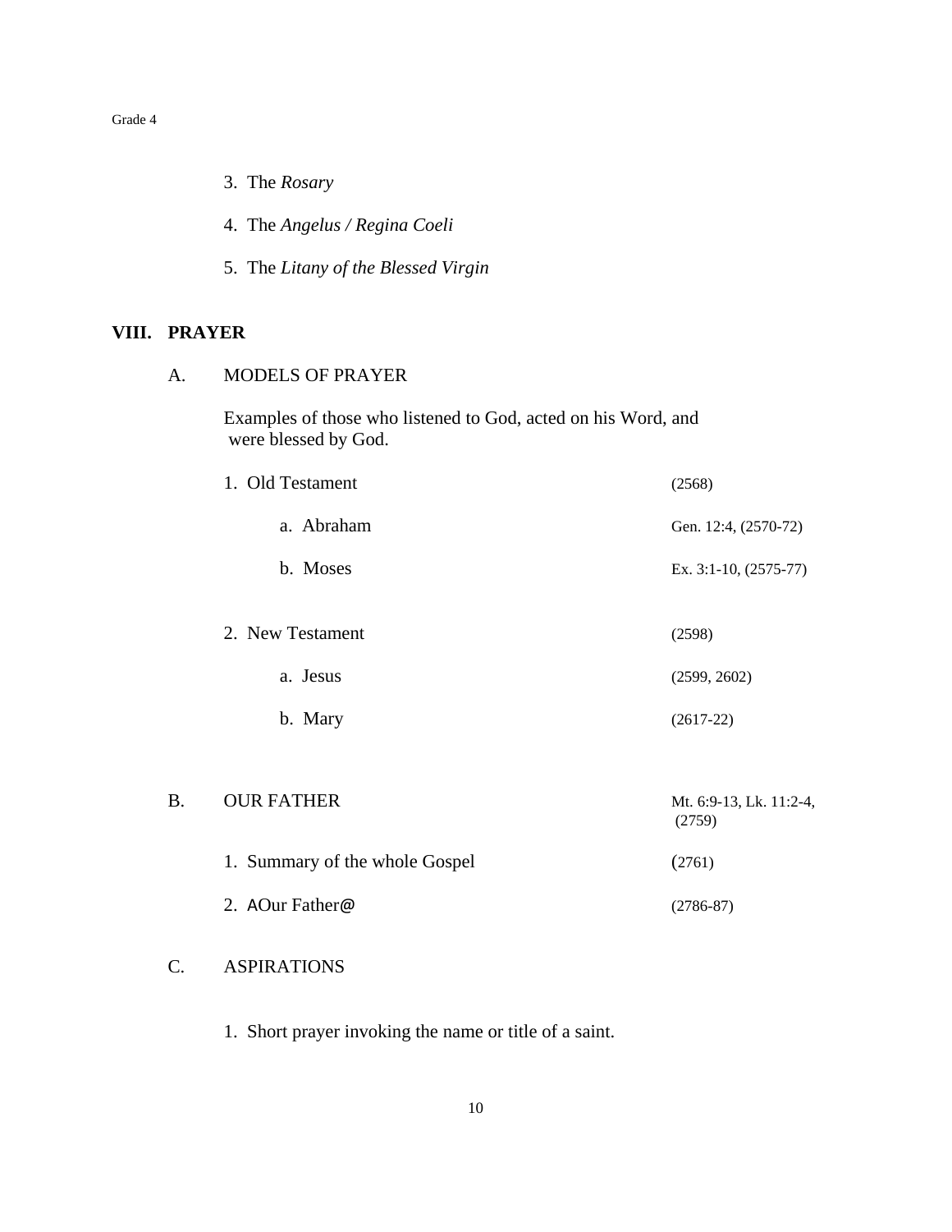3. The *Rosary*

4. The *Angelus / Regina Coeli*

5. The *Litany of the Blessed Virgin*

## VIII. PRAYER

### A. MODELS OF PRAYER

Examples of those who listened to God, acted on his Word, and were blessed by God.

1. Old Testament (2568)
   a. Abraham — Gen. 12:4, (2570-72)
   b. Moses — Ex. 3:1-10, (2575-77)

2. New Testament (2598)
   a. Jesus — (2599, 2602)
   b. Mary — (2617-22)

### B. OUR FATHER — Mt. 6:9-13, Lk. 11:2-4, (2759)

1. Summary of the whole Gospel — (2761)
2. AOur Father@ — (2786-87)

### C. ASPIRATIONS

1. Short prayer invoking the name or title of a saint.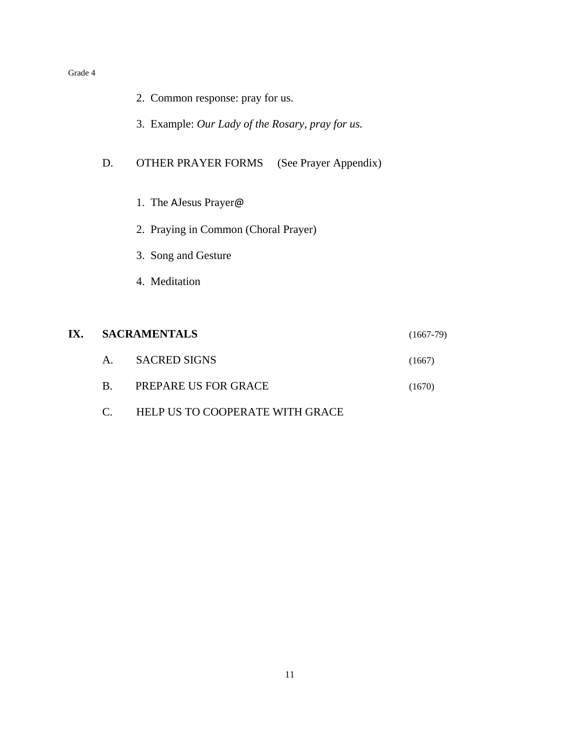2. Common response: pray for us.

3. Example: *Our Lady of the Rosary, pray for us.*

D. OTHER PRAYER FORMS (See Prayer Appendix)

1. The AJesus Prayer@

2. Praying in Common (Choral Prayer)

3. Song and Gesture

4. Meditation

## IX. SACRAMENTALS (1667-79)

A. SACRED SIGNS (1667)

B. PREPARE US FOR GRACE (1670)

C. HELP US TO COOPERATE WITH GRACE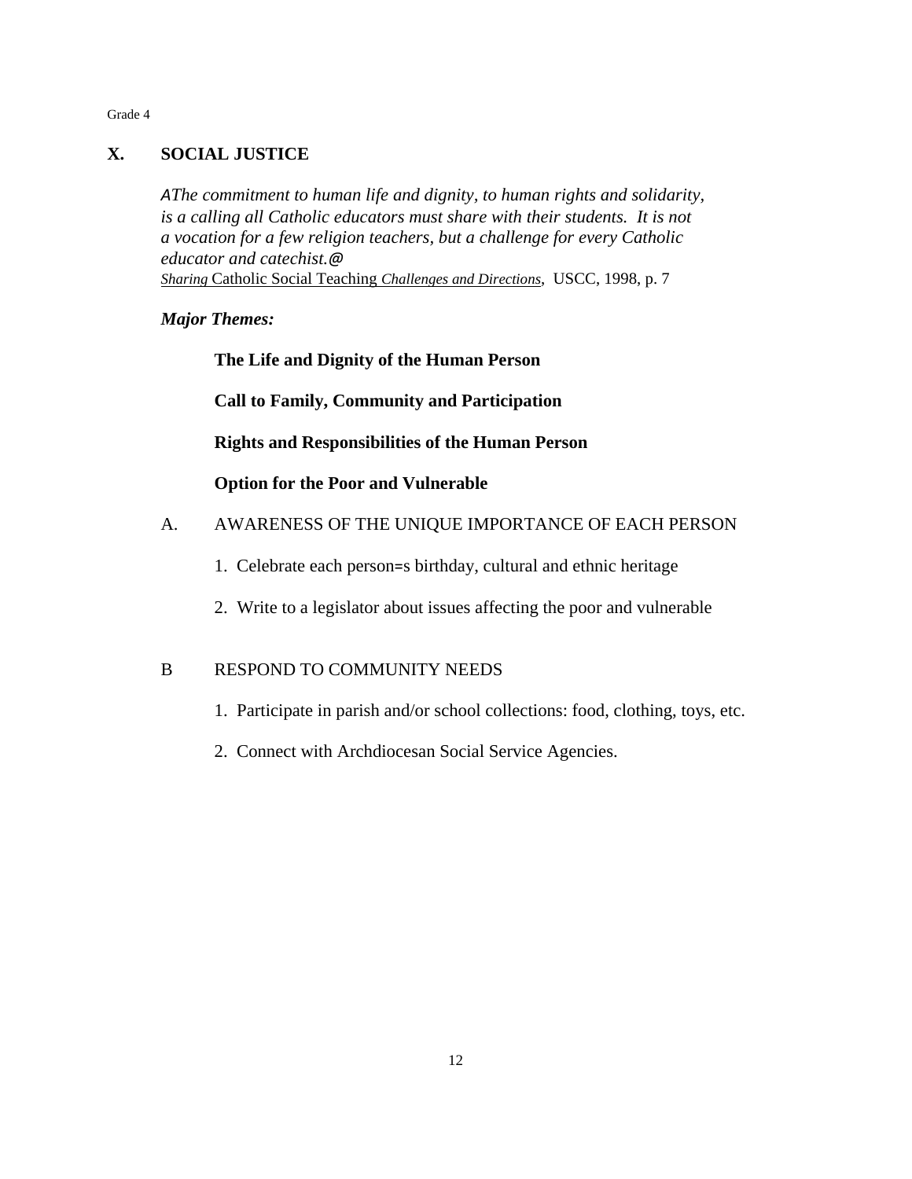## X. SOCIAL JUSTICE

*AThe commitment to human life and dignity, to human rights and solidarity, is a calling all Catholic educators must share with their students. It is not a vocation for a few religion teachers, but a challenge for every Catholic educator and catechist.@*
*Sharing* Catholic Social Teaching *Challenges and Directions*, USCC, 1998, p. 7

***Major Themes:***

**The Life and Dignity of the Human Person**

**Call to Family, Community and Participation**

**Rights and Responsibilities of the Human Person**

**Option for the Poor and Vulnerable**

A. AWARENESS OF THE UNIQUE IMPORTANCE OF EACH PERSON

1. Celebrate each person=s birthday, cultural and ethnic heritage
2. Write to a legislator about issues affecting the poor and vulnerable

B RESPOND TO COMMUNITY NEEDS

1. Participate in parish and/or school collections: food, clothing, toys, etc.
2. Connect with Archdiocesan Social Service Agencies.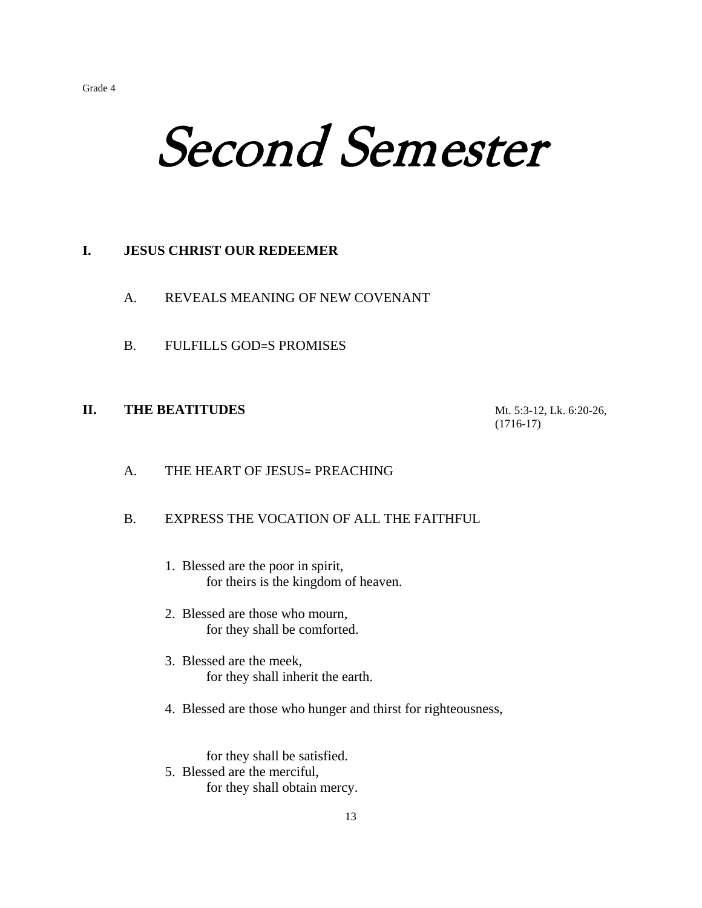Grade 4

# Second Semester

## I. JESUS CHRIST OUR REDEEMER

A. REVEALS MEANING OF NEW COVENANT

B. FULFILLS GOD=S PROMISES

## II. THE BEATITUDES

Mt. 5:3-12, Lk. 6:20-26, (1716-17)

A. THE HEART OF JESUS= PREACHING

B. EXPRESS THE VOCATION OF ALL THE FAITHFUL

1. Blessed are the poor in spirit,
   for theirs is the kingdom of heaven.

2. Blessed are those who mourn,
   for they shall be comforted.

3. Blessed are the meek,
   for they shall inherit the earth.

4. Blessed are those who hunger and thirst for righteousness,
   for they shall be satisfied.

5. Blessed are the merciful,
   for they shall obtain mercy.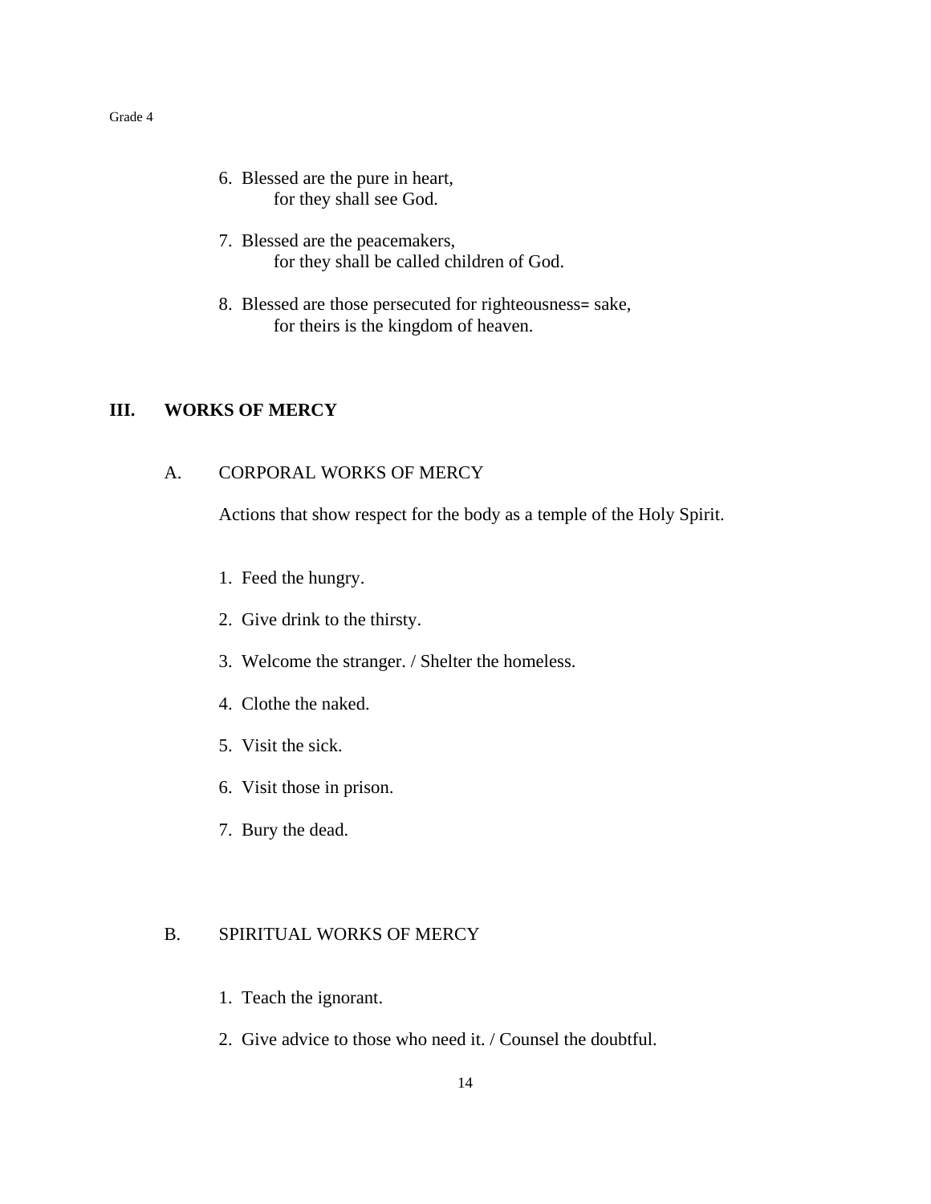6. Blessed are the pure in heart,
   for they shall see God.

7. Blessed are the peacemakers,
   for they shall be called children of God.

8. Blessed are those persecuted for righteousness= sake,
   for theirs is the kingdom of heaven.

## III. WORKS OF MERCY

### A. CORPORAL WORKS OF MERCY

Actions that show respect for the body as a temple of the Holy Spirit.

1. Feed the hungry.
2. Give drink to the thirsty.
3. Welcome the stranger. / Shelter the homeless.
4. Clothe the naked.
5. Visit the sick.
6. Visit those in prison.
7. Bury the dead.

### B. SPIRITUAL WORKS OF MERCY

1. Teach the ignorant.
2. Give advice to those who need it. / Counsel the doubtful.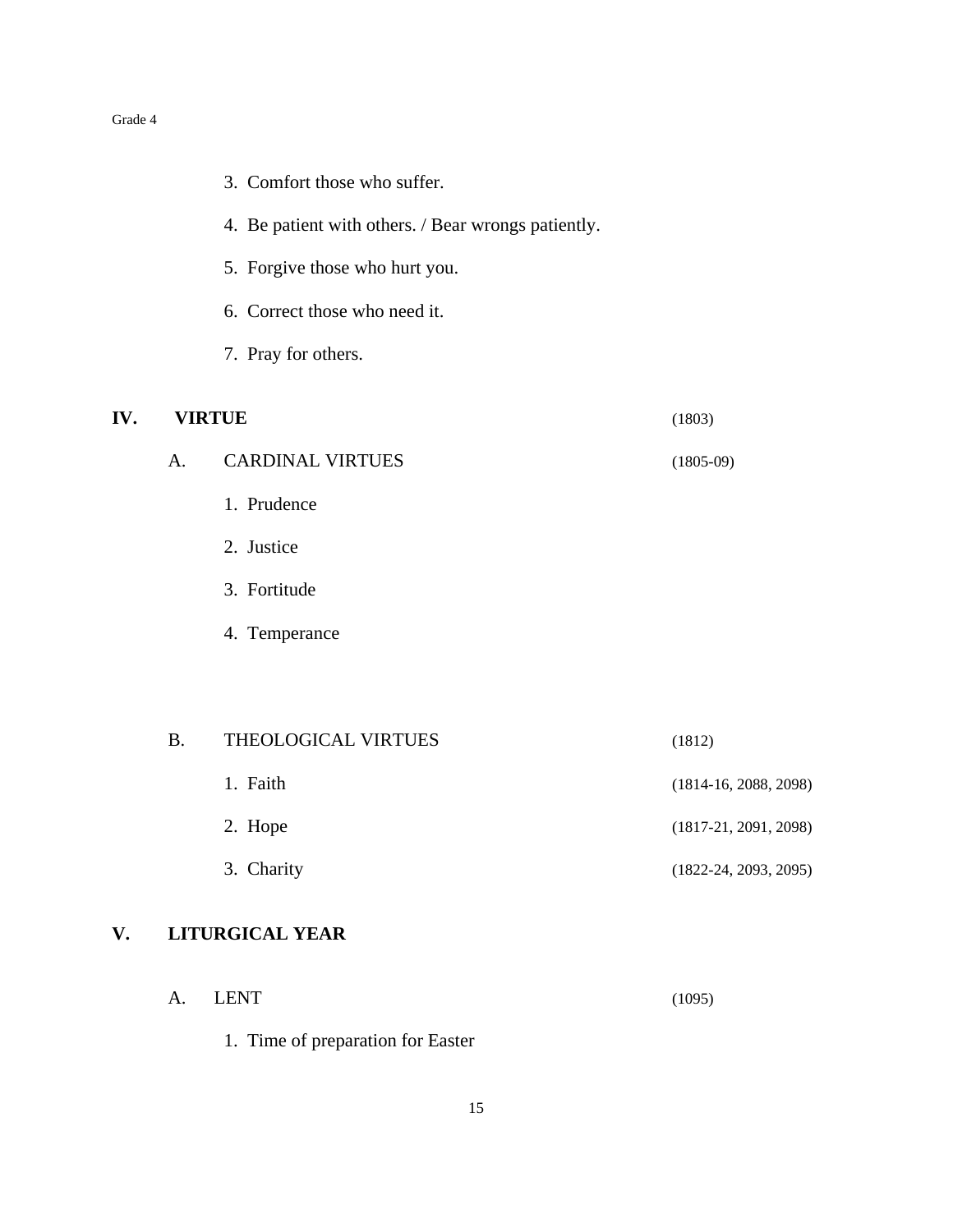3. Comfort those who suffer.

4. Be patient with others. / Bear wrongs patiently.

5. Forgive those who hurt you.

6. Correct those who need it.

7. Pray for others.

## IV. VIRTUE (1803)

### A. CARDINAL VIRTUES (1805-09)

1. Prudence
2. Justice
3. Fortitude
4. Temperance

### B. THEOLOGICAL VIRTUES (1812)

1. Faith (1814-16, 2088, 2098)
2. Hope (1817-21, 2091, 2098)
3. Charity (1822-24, 2093, 2095)

## V. LITURGICAL YEAR

### A. LENT (1095)

1. Time of preparation for Easter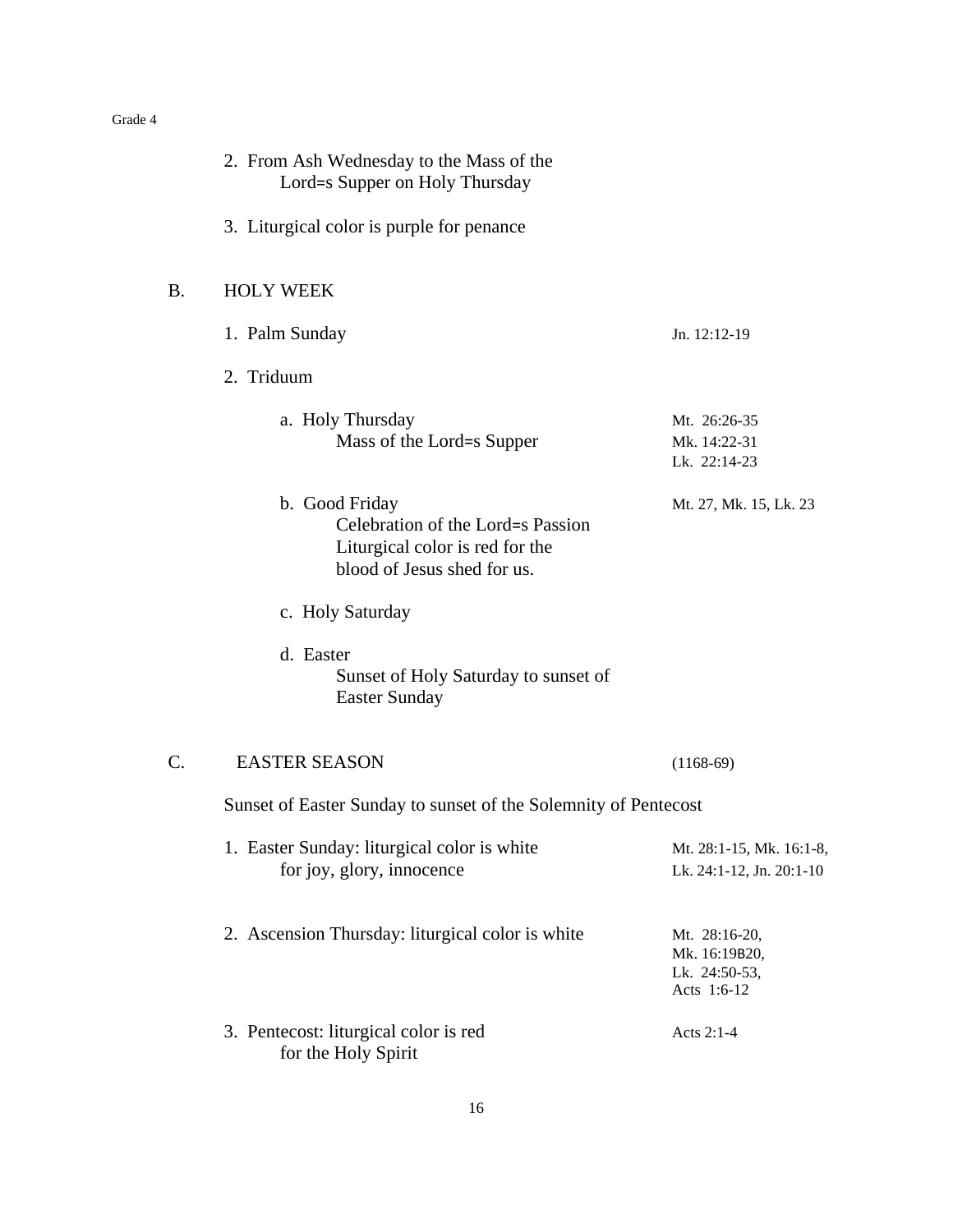2. From Ash Wednesday to the Mass of the Lord=s Supper on Holy Thursday

3. Liturgical color is purple for penance

B. HOLY WEEK

1. Palm Sunday — Jn. 12:12-19

2. Triduum

   a. Holy Thursday — Mt. 26:26-35, Mk. 14:22-31, Lk. 22:14-23
      Mass of the Lord=s Supper

   b. Good Friday — Mt. 27, Mk. 15, Lk. 23
      Celebration of the Lord=s Passion
      Liturgical color is red for the blood of Jesus shed for us.

   c. Holy Saturday

   d. Easter
      Sunset of Holy Saturday to sunset of Easter Sunday

C. EASTER SEASON (1168-69)

Sunset of Easter Sunday to sunset of the Solemnity of Pentecost

1. Easter Sunday: liturgical color is white for joy, glory, innocence — Mt. 28:1-15, Mk. 16:1-8, Lk. 24:1-12, Jn. 20:1-10

2. Ascension Thursday: liturgical color is white — Mt. 28:16-20, Mk. 16:19B20, Lk. 24:50-53, Acts 1:6-12

3. Pentecost: liturgical color is red for the Holy Spirit — Acts 2:1-4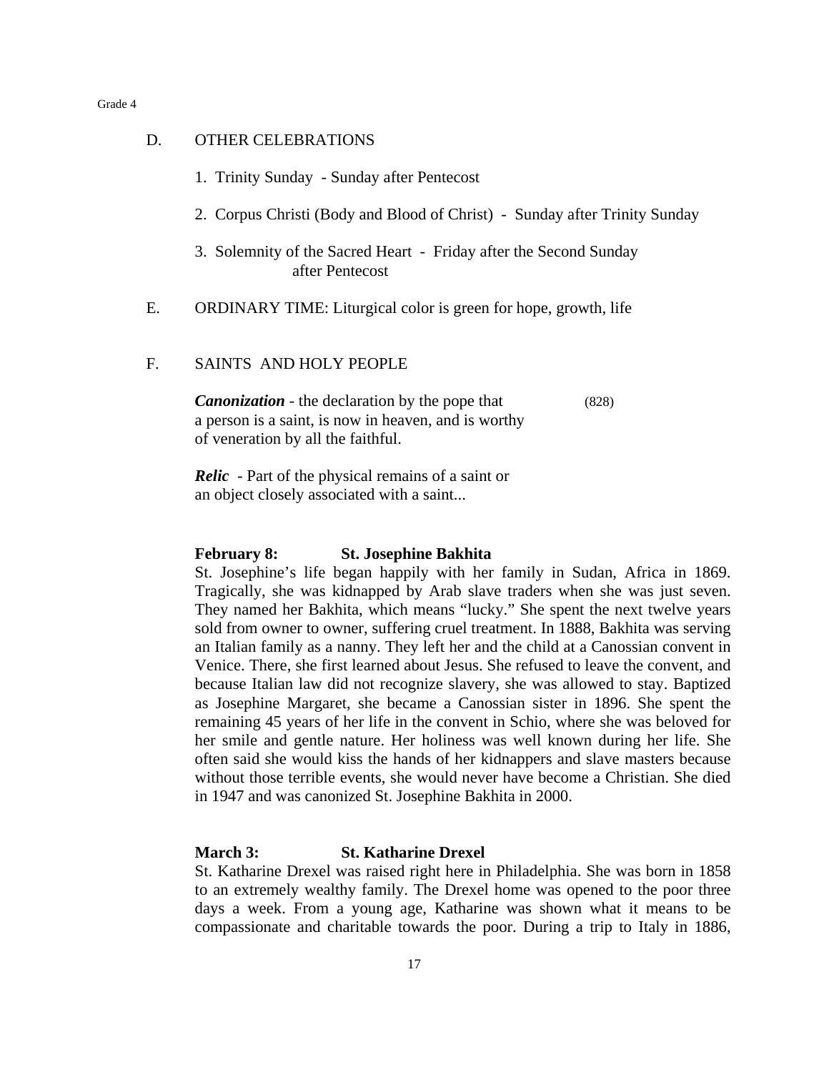## D. OTHER CELEBRATIONS

1. Trinity Sunday - Sunday after Pentecost
2. Corpus Christi (Body and Blood of Christ) - Sunday after Trinity Sunday
3. Solemnity of the Sacred Heart - Friday after the Second Sunday after Pentecost

## E. ORDINARY TIME: Liturgical color is green for hope, growth, life

## F. SAINTS AND HOLY PEOPLE

***Canonization*** - the declaration by the pope that a person is a saint, is now in heaven, and is worthy of veneration by all the faithful. (828)

***Relic*** - Part of the physical remains of a saint or an object closely associated with a saint...

**February 8: St. Josephine Bakhita**

St. Josephine's life began happily with her family in Sudan, Africa in 1869. Tragically, she was kidnapped by Arab slave traders when she was just seven. They named her Bakhita, which means "lucky." She spent the next twelve years sold from owner to owner, suffering cruel treatment. In 1888, Bakhita was serving an Italian family as a nanny. They left her and the child at a Canossian convent in Venice. There, she first learned about Jesus. She refused to leave the convent, and because Italian law did not recognize slavery, she was allowed to stay. Baptized as Josephine Margaret, she became a Canossian sister in 1896. She spent the remaining 45 years of her life in the convent in Schio, where she was beloved for her smile and gentle nature. Her holiness was well known during her life. She often said she would kiss the hands of her kidnappers and slave masters because without those terrible events, she would never have become a Christian. She died in 1947 and was canonized St. Josephine Bakhita in 2000.

**March 3: St. Katharine Drexel**

St. Katharine Drexel was raised right here in Philadelphia. She was born in 1858 to an extremely wealthy family. The Drexel home was opened to the poor three days a week. From a young age, Katharine was shown what it means to be compassionate and charitable towards the poor. During a trip to Italy in 1886,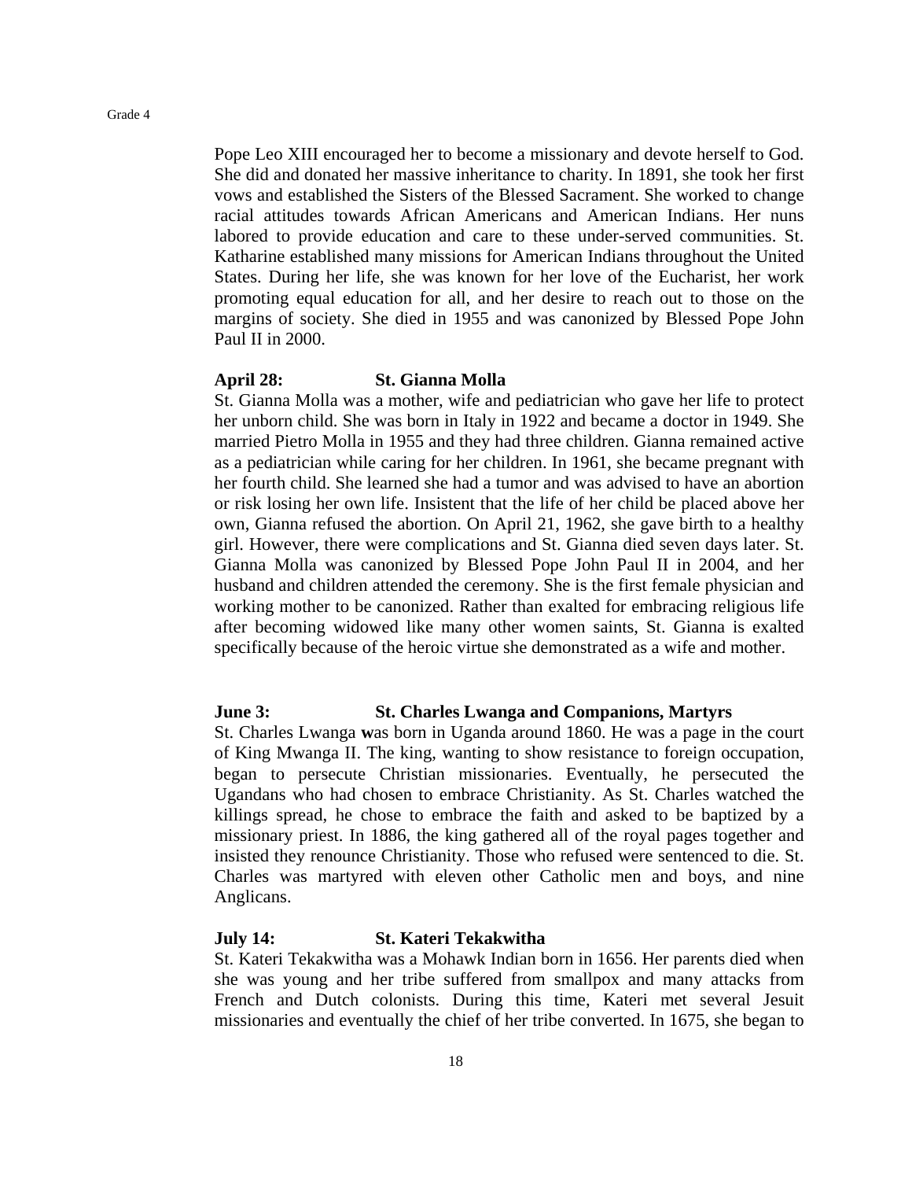Pope Leo XIII encouraged her to become a missionary and devote herself to God. She did and donated her massive inheritance to charity. In 1891, she took her first vows and established the Sisters of the Blessed Sacrament. She worked to change racial attitudes towards African Americans and American Indians. Her nuns labored to provide education and care to these under-served communities. St. Katharine established many missions for American Indians throughout the United States. During her life, she was known for her love of the Eucharist, her work promoting equal education for all, and her desire to reach out to those on the margins of society. She died in 1955 and was canonized by Blessed Pope John Paul II in 2000.

**April 28: St. Gianna Molla**

St. Gianna Molla was a mother, wife and pediatrician who gave her life to protect her unborn child. She was born in Italy in 1922 and became a doctor in 1949. She married Pietro Molla in 1955 and they had three children. Gianna remained active as a pediatrician while caring for her children. In 1961, she became pregnant with her fourth child. She learned she had a tumor and was advised to have an abortion or risk losing her own life. Insistent that the life of her child be placed above her own, Gianna refused the abortion. On April 21, 1962, she gave birth to a healthy girl. However, there were complications and St. Gianna died seven days later. St. Gianna Molla was canonized by Blessed Pope John Paul II in 2004, and her husband and children attended the ceremony. She is the first female physician and working mother to be canonized. Rather than exalted for embracing religious life after becoming widowed like many other women saints, St. Gianna is exalted specifically because of the heroic virtue she demonstrated as a wife and mother.

**June 3: St. Charles Lwanga and Companions, Martyrs**

St. Charles Lwanga was born in Uganda around 1860. He was a page in the court of King Mwanga II. The king, wanting to show resistance to foreign occupation, began to persecute Christian missionaries. Eventually, he persecuted the Ugandans who had chosen to embrace Christianity. As St. Charles watched the killings spread, he chose to embrace the faith and asked to be baptized by a missionary priest. In 1886, the king gathered all of the royal pages together and insisted they renounce Christianity. Those who refused were sentenced to die. St. Charles was martyred with eleven other Catholic men and boys, and nine Anglicans.

**July 14: St. Kateri Tekakwitha**

St. Kateri Tekakwitha was a Mohawk Indian born in 1656. Her parents died when she was young and her tribe suffered from smallpox and many attacks from French and Dutch colonists. During this time, Kateri met several Jesuit missionaries and eventually the chief of her tribe converted. In 1675, she began to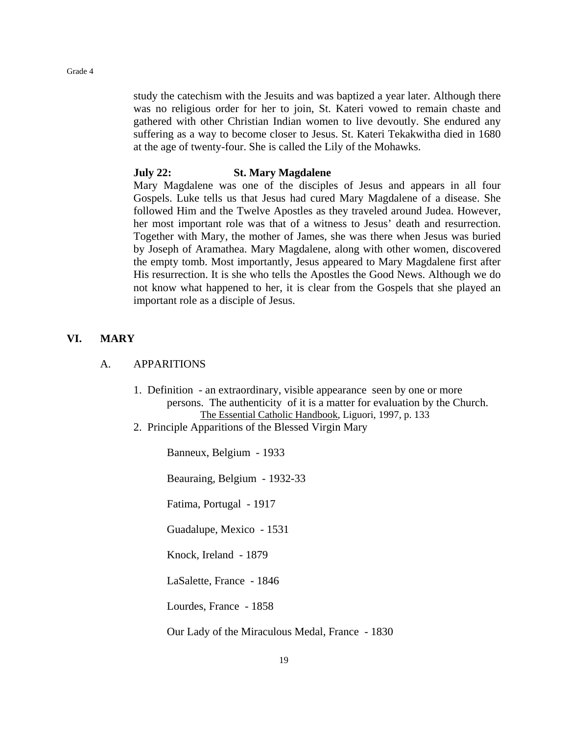study the catechism with the Jesuits and was baptized a year later. Although there was no religious order for her to join, St. Kateri vowed to remain chaste and gathered with other Christian Indian women to live devoutly. She endured any suffering as a way to become closer to Jesus. St. Kateri Tekakwitha died in 1680 at the age of twenty-four. She is called the Lily of the Mohawks.

**July 22: St. Mary Magdalene**

Mary Magdalene was one of the disciples of Jesus and appears in all four Gospels. Luke tells us that Jesus had cured Mary Magdalene of a disease. She followed Him and the Twelve Apostles as they traveled around Judea. However, her most important role was that of a witness to Jesus' death and resurrection. Together with Mary, the mother of James, she was there when Jesus was buried by Joseph of Aramathea. Mary Magdalene, along with other women, discovered the empty tomb. Most importantly, Jesus appeared to Mary Magdalene first after His resurrection. It is she who tells the Apostles the Good News. Although we do not know what happened to her, it is clear from the Gospels that she played an important role as a disciple of Jesus.

## VI. MARY

### A. APPARITIONS

1. Definition - an extraordinary, visible appearance seen by one or more persons. The authenticity of it is a matter for evaluation by the Church.
   The Essential Catholic Handbook, Liguori, 1997, p. 133
2. Principle Apparitions of the Blessed Virgin Mary

   Banneux, Belgium - 1933

   Beauraing, Belgium - 1932-33

   Fatima, Portugal - 1917

   Guadalupe, Mexico - 1531

   Knock, Ireland - 1879

   LaSalette, France - 1846

   Lourdes, France - 1858

   Our Lady of the Miraculous Medal, France - 1830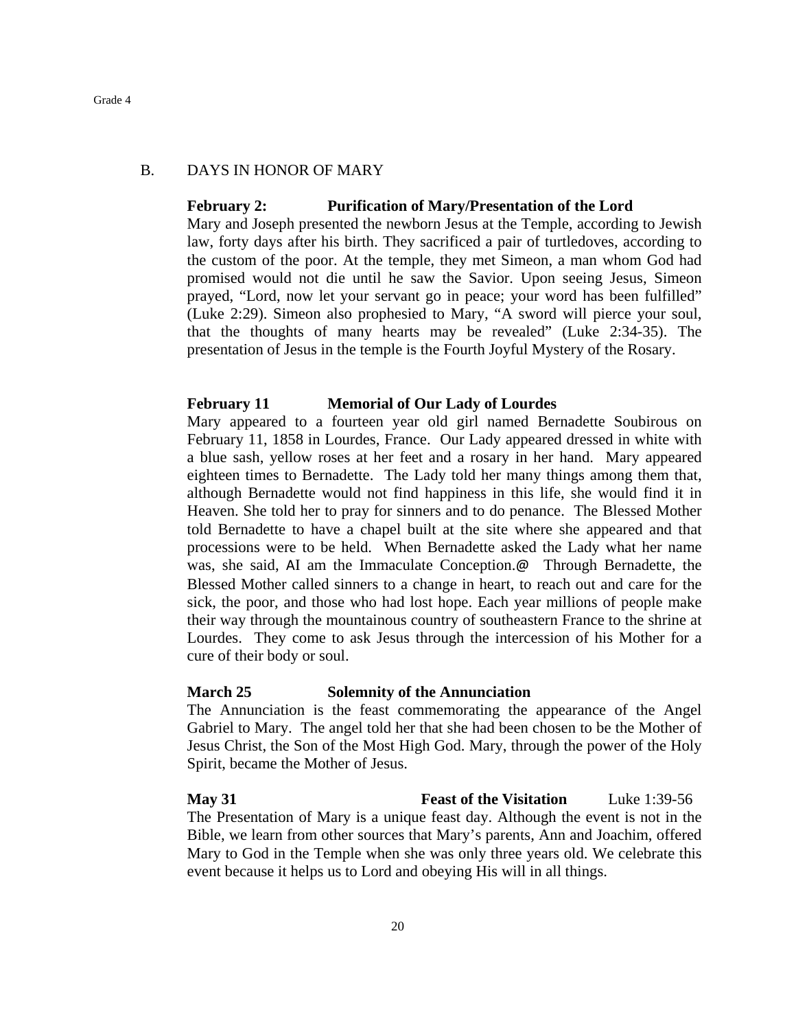## B. DAYS IN HONOR OF MARY

**February 2: Purification of Mary/Presentation of the Lord**

Mary and Joseph presented the newborn Jesus at the Temple, according to Jewish law, forty days after his birth. They sacrificed a pair of turtledoves, according to the custom of the poor. At the temple, they met Simeon, a man whom God had promised would not die until he saw the Savior. Upon seeing Jesus, Simeon prayed, "Lord, now let your servant go in peace; your word has been fulfilled" (Luke 2:29). Simeon also prophesied to Mary, "A sword will pierce your soul, that the thoughts of many hearts may be revealed" (Luke 2:34-35). The presentation of Jesus in the temple is the Fourth Joyful Mystery of the Rosary.

**February 11 Memorial of Our Lady of Lourdes**

Mary appeared to a fourteen year old girl named Bernadette Soubirous on February 11, 1858 in Lourdes, France. Our Lady appeared dressed in white with a blue sash, yellow roses at her feet and a rosary in her hand. Mary appeared eighteen times to Bernadette. The Lady told her many things among them that, although Bernadette would not find happiness in this life, she would find it in Heaven. She told her to pray for sinners and to do penance. The Blessed Mother told Bernadette to have a chapel built at the site where she appeared and that processions were to be held. When Bernadette asked the Lady what her name was, she said, AI am the Immaculate Conception.@ Through Bernadette, the Blessed Mother called sinners to a change in heart, to reach out and care for the sick, the poor, and those who had lost hope. Each year millions of people make their way through the mountainous country of southeastern France to the shrine at Lourdes. They come to ask Jesus through the intercession of his Mother for a cure of their body or soul.

**March 25 Solemnity of the Annunciation**

The Annunciation is the feast commemorating the appearance of the Angel Gabriel to Mary. The angel told her that she had been chosen to be the Mother of Jesus Christ, the Son of the Most High God. Mary, through the power of the Holy Spirit, became the Mother of Jesus.

**May 31 Feast of the Visitation** Luke 1:39-56

The Presentation of Mary is a unique feast day. Although the event is not in the Bible, we learn from other sources that Mary's parents, Ann and Joachim, offered Mary to God in the Temple when she was only three years old. We celebrate this event because it helps us to Lord and obeying His will in all things.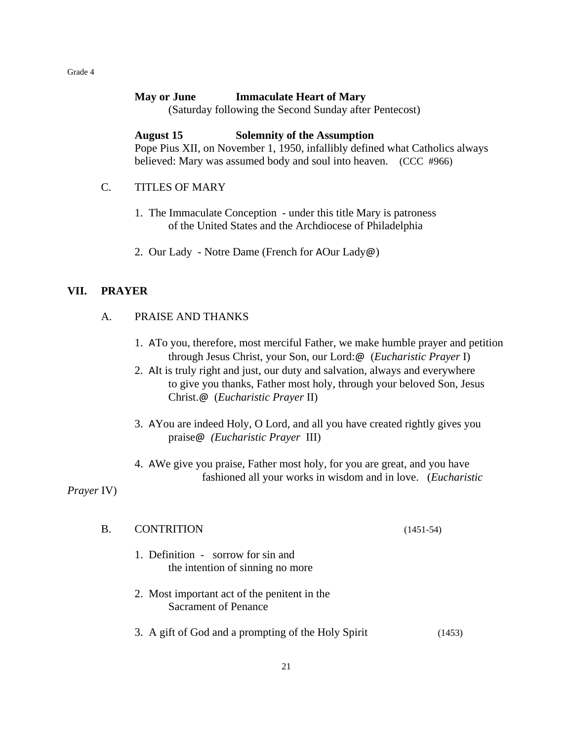**May or June** **Immaculate Heart of Mary**
(Saturday following the Second Sunday after Pentecost)

**August 15** **Solemnity of the Assumption**
Pope Pius XII, on November 1, 1950, infallibly defined what Catholics always believed: Mary was assumed body and soul into heaven. (CCC #966)

C. TITLES OF MARY

1. The Immaculate Conception - under this title Mary is patroness of the United States and the Archdiocese of Philadelphia

2. Our Lady - Notre Dame (French for AOur Lady@)

## VII. PRAYER

A. PRAISE AND THANKS

1. ATo you, therefore, most merciful Father, we make humble prayer and petition through Jesus Christ, your Son, our Lord:@ (*Eucharistic Prayer* I)
2. AIt is truly right and just, our duty and salvation, always and everywhere to give you thanks, Father most holy, through your beloved Son, Jesus Christ.@ (*Eucharistic Prayer* II)

3. AYou are indeed Holy, O Lord, and all you have created rightly gives you praise@ *(Eucharistic Prayer* III)

4. AWe give you praise, Father most holy, for you are great, and you have fashioned all your works in wisdom and in love. (*Eucharistic Prayer* IV)

B. CONTRITION (1451-54)

1. Definition - sorrow for sin and the intention of sinning no more

2. Most important act of the penitent in the Sacrament of Penance

3. A gift of God and a prompting of the Holy Spirit (1453)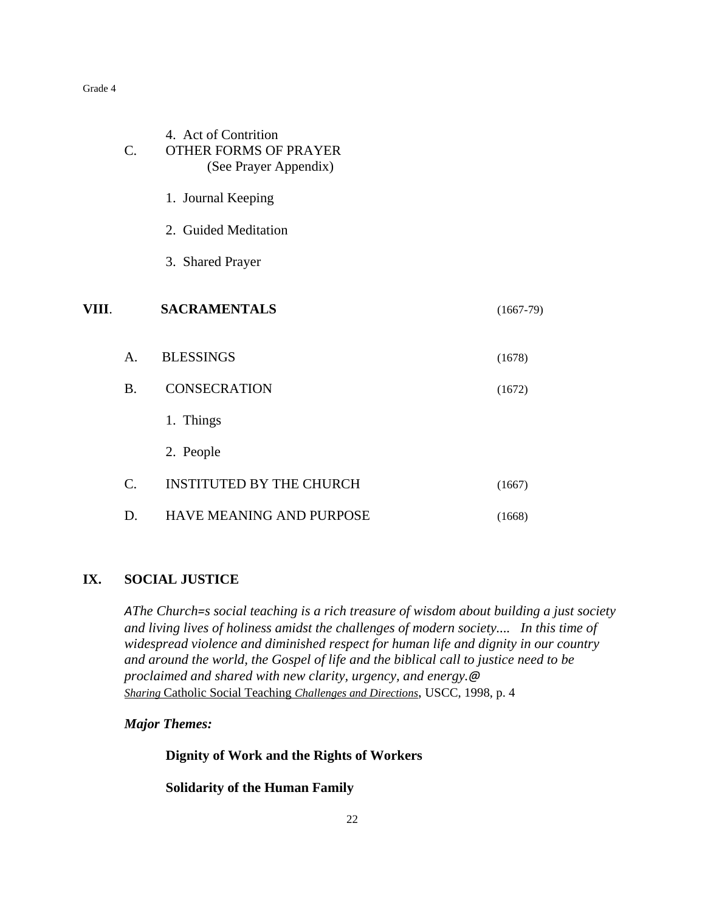4. Act of Contrition

C. OTHER FORMS OF PRAYER
(See Prayer Appendix)

1. Journal Keeping

2. Guided Meditation

3. Shared Prayer

## VIII. SACRAMENTALS (1667-79)

A. BLESSINGS (1678)

B. CONSECRATION (1672)

1. Things

2. People

C. INSTITUTED BY THE CHURCH (1667)

D. HAVE MEANING AND PURPOSE (1668)

## IX. SOCIAL JUSTICE

*AThe Church=s social teaching is a rich treasure of wisdom about building a just society and living lives of holiness amidst the challenges of modern society.... In this time of widespread violence and diminished respect for human life and dignity in our country and around the world, the Gospel of life and the biblical call to justice need to be proclaimed and shared with new clarity, urgency, and energy.@*
*Sharing* Catholic Social Teaching *Challenges and Directions*, USCC, 1998, p. 4

***Major Themes:***

**Dignity of Work and the Rights of Workers**

**Solidarity of the Human Family**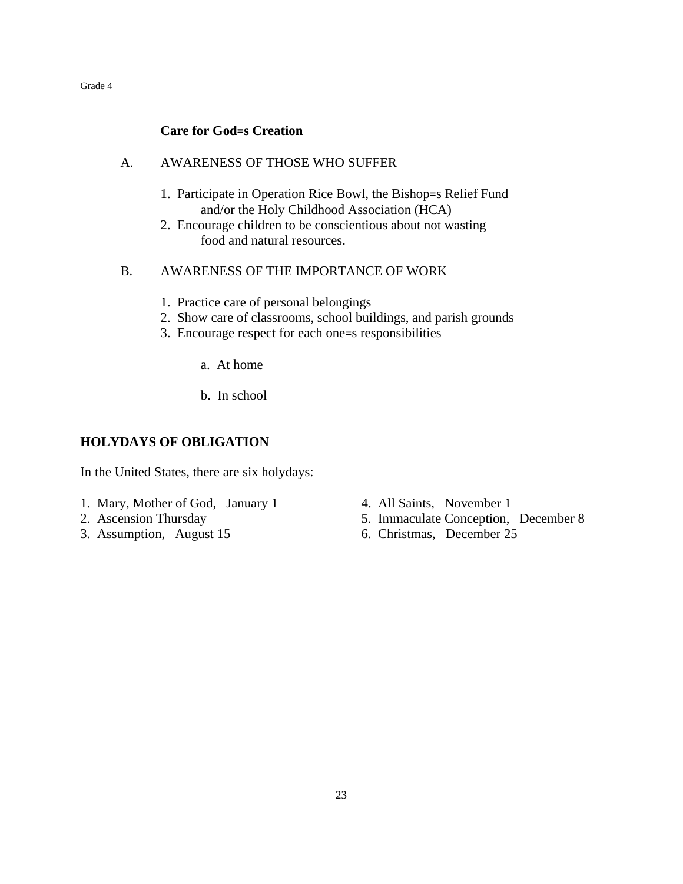### Care for God=s Creation

A. AWARENESS OF THOSE WHO SUFFER

1. Participate in Operation Rice Bowl, the Bishop=s Relief Fund and/or the Holy Childhood Association (HCA)
2. Encourage children to be conscientious about not wasting food and natural resources.

B. AWARENESS OF THE IMPORTANCE OF WORK

1. Practice care of personal belongings
2. Show care of classrooms, school buildings, and parish grounds
3. Encourage respect for each one=s responsibilities

    a. At home

    b. In school

## HOLYDAYS OF OBLIGATION

In the United States, there are six holydays:

1. Mary, Mother of God, January 1
2. Ascension Thursday
3. Assumption, August 15
4. All Saints, November 1
5. Immaculate Conception, December 8
6. Christmas, December 25